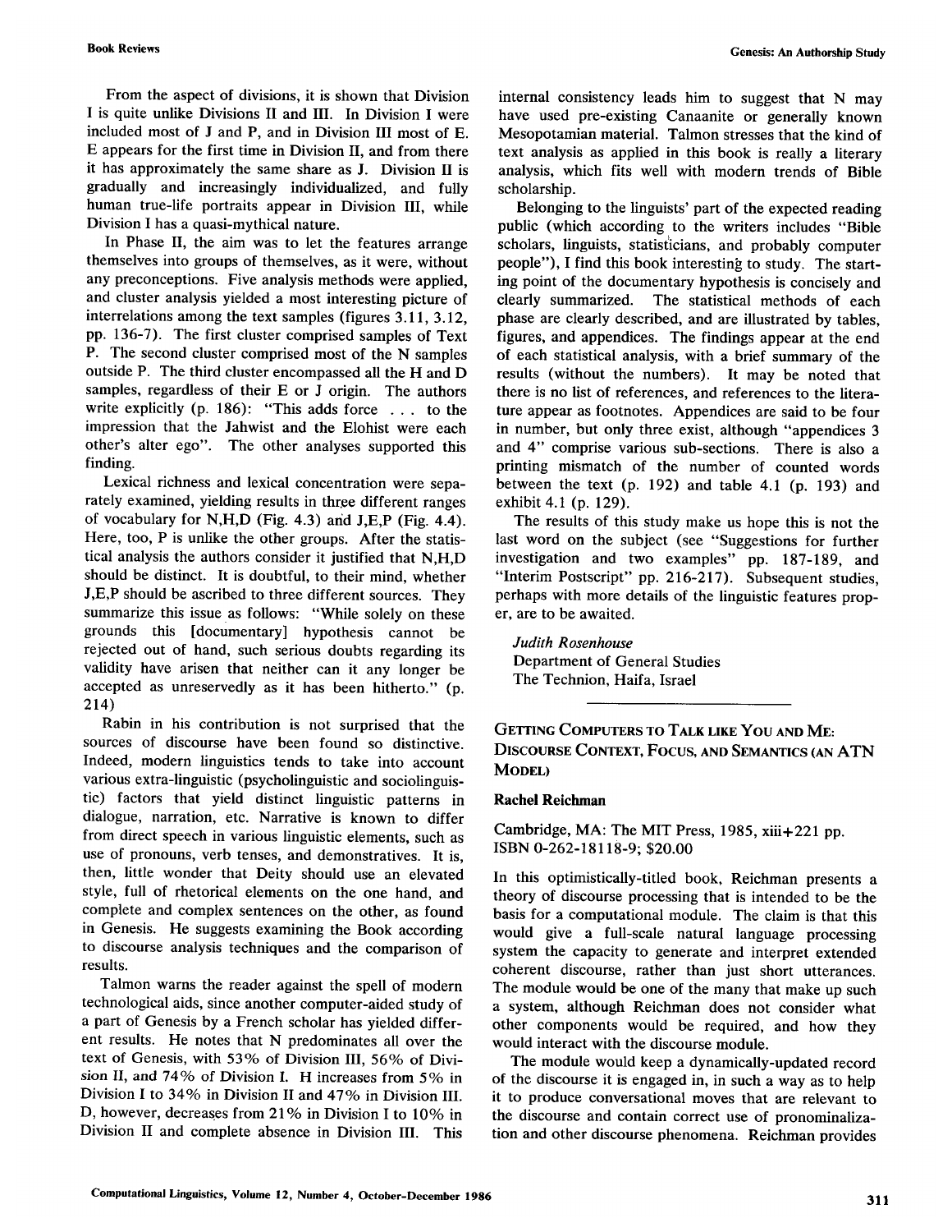From the aspect of divisions, it is shown that Division I is quite unlike Divisions II and III. In Division I were included most of J and P, and in Division III most of E. E appears for the first time in Division II, and from there it has approximately the same share as J. Division II is gradually and increasingly individualized, and fully human true-life portraits appear in Division III, while Division I has a quasi-mythical nature.

In Phase II, the aim was to let the features arrange themselves into groups of themselves, as it were, without any preconceptions. Five analysis methods were applied, and cluster analysis yielded a most interesting picture of interrelations among the text samples (figures 3.11, 3.12, pp. 136-7). The first cluster comprised samples of Text P. The second cluster comprised most of the N samples outside P. The third cluster encompassed all the H and D samples, regardless of their E or J origin. The authors write explicitly (p. 186): "This adds force . . . to the impression that the Jahwist and the Elohist were each other's alter ego". The other analyses supported this finding.

Lexical richness and lexical concentration were separately examined, yielding results in three different ranges of vocabulary for N,H,D (Fig. 4.3) and J,E,P (Fig. 4.4). Here, too, P is unlike the other groups. After the statistical analysis the authors consider it justified that N,H,D should be distinct. It is doubtful, to their mind, whether J,E,P should be ascribed to three different sources. They summarize this issue as follows: "While solely on these grounds this [documentary] hypothesis cannot be rejected out of hand, such serious doubts regarding its validity have arisen that neither can it any longer be accepted as unreservedly as it has been hitherto." (p. 214)

Rabin in his contribution is not surprised that the sources of discourse have been found so distinctive. Indeed, modern linguistics tends to take into account various extra-linguistic (psycholinguistic and sociolinguistic) factors that yield distinct linguistic patterns in dialogue, narration, etc. Narrative is known to differ from direct speech in various linguistic elements, such as use of pronouns, verb tenses, and demonstratives. It is, then, little wonder that Deity should use an elevated style, full of rhetorical elements on the one hand, and complete and complex sentences on the other, as found in Genesis. He suggests examining the Book according to discourse analysis techniques and the comparison of results.

Talmon warns the reader against the spell of modern technological aids, since another computer-aided study of a part of Genesis by a French scholar has yielded different results. He notes that N predominates all over the text of Genesis, with 53% of Division III, 56% of Division II, and 74% of Division I. H increases from 5% in Division I to 34% in Division II and 47% in Division III. D, however, decreases from 21% in Division I to 10% in Division II and complete absence in Division III. This internal consistency leads him to suggest that N may have used pre-existing Canaanite or generally known Mesopotamian material. Talmon stresses that the kind of text analysis as applied in this book is really a literary analysis, which fits well with modern trends of Bible scholarship.

Belonging to the linguists' part of the expected reading public (which according to the writers includes "Bible scholars, linguists, statisticians, and probably computer people"), I find this book interesting to study. The starting point of the documentary hypothesis is concisely and clearly summarized. The statistical methods of each phase are clearly described, and are illustrated by tables, figures, and appendices. The findings appear at the end of each statistical analysis, with a brief summary of the results (without the numbers). It may be noted that there is no list of references, and references to the literature appear as footnotes. Appendices are said to be four in number, but only three exist, although "appendices 3 and 4" comprise various sub-sections. There is also a printing mismatch of the number of counted words between the text (p. 192) and table 4.1 (p. 193) and exhibit 4.1 (p. 129).

The results of this study make us hope this is not the last word on the subject (see "Suggestions for further investigation and two examples" pp. 187-189, and "Interim Postscript" pp. 216-217). Subsequent studies, perhaps with more details of the linguistic features proper, are to be awaited.

*Judith Rosenhouse*
Department of General Studies
The Technion, Haifa, Israel

---

## Getting Computers to Talk like You and Me: Discourse Context, Focus, and Semantics (an ATN Model)

**Rachel Reichman**

Cambridge, MA: The MIT Press, 1985, xiii+221 pp.
ISBN 0-262-18118-9; $20.00

In this optimistically-titled book, Reichman presents a theory of discourse processing that is intended to be the basis for a computational module. The claim is that this would give a full-scale natural language processing system the capacity to generate and interpret extended coherent discourse, rather than just short utterances. The module would be one of the many that make up such a system, although Reichman does not consider what other components would be required, and how they would interact with the discourse module.

The module would keep a dynamically-updated record of the discourse it is engaged in, in such a way as to help it to produce conversational moves that are relevant to the discourse and contain correct use of pronominalization and other discourse phenomena. Reichman provides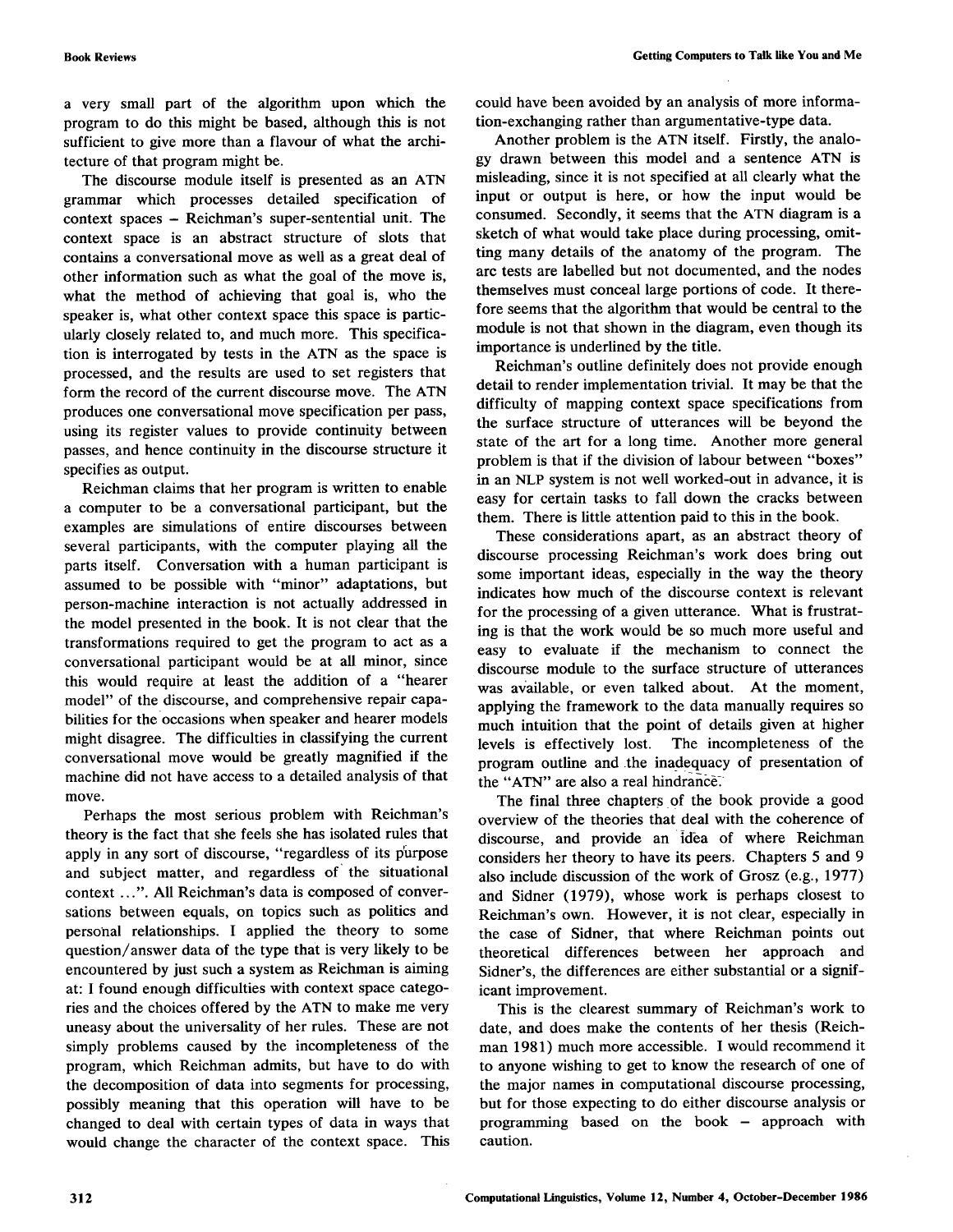a very small part of the algorithm upon which the program to do this might be based, although this is not sufficient to give more than a flavour of what the architecture of that program might be.

The discourse module itself is presented as an ATN grammar which processes detailed specification of context spaces – Reichman's super-sentential unit. The context space is an abstract structure of slots that contains a conversational move as well as a great deal of other information such as what the goal of the move is, what the method of achieving that goal is, who the speaker is, what other context space this space is particularly closely related to, and much more. This specification is interrogated by tests in the ATN as the space is processed, and the results are used to set registers that form the record of the current discourse move. The ATN produces one conversational move specification per pass, using its register values to provide continuity between passes, and hence continuity in the discourse structure it specifies as output.

Reichman claims that her program is written to enable a computer to be a conversational participant, but the examples are simulations of entire discourses between several participants, with the computer playing all the parts itself. Conversation with a human participant is assumed to be possible with "minor" adaptations, but person-machine interaction is not actually addressed in the model presented in the book. It is not clear that the transformations required to get the program to act as a conversational participant would be at all minor, since this would require at least the addition of a "hearer model" of the discourse, and comprehensive repair capabilities for the occasions when speaker and hearer models might disagree. The difficulties in classifying the current conversational move would be greatly magnified if the machine did not have access to a detailed analysis of that move.

Perhaps the most serious problem with Reichman's theory is the fact that she feels she has isolated rules that apply in any sort of discourse, "regardless of its purpose and subject matter, and regardless of the situational context ...". All Reichman's data is composed of conversations between equals, on topics such as politics and personal relationships. I applied the theory to some question/answer data of the type that is very likely to be encountered by just such a system as Reichman is aiming at: I found enough difficulties with context space categories and the choices offered by the ATN to make me very uneasy about the universality of her rules. These are not simply problems caused by the incompleteness of the program, which Reichman admits, but have to do with the decomposition of data into segments for processing, possibly meaning that this operation will have to be changed to deal with certain types of data in ways that would change the character of the context space. This could have been avoided by an analysis of more information-exchanging rather than argumentative-type data.

Another problem is the ATN itself. Firstly, the analogy drawn between this model and a sentence ATN is misleading, since it is not specified at all clearly what the input or output is here, or how the input would be consumed. Secondly, it seems that the ATN diagram is a sketch of what would take place during processing, omitting many details of the anatomy of the program. The arc tests are labelled but not documented, and the nodes themselves must conceal large portions of code. It therefore seems that the algorithm that would be central to the module is not that shown in the diagram, even though its importance is underlined by the title.

Reichman's outline definitely does not provide enough detail to render implementation trivial. It may be that the difficulty of mapping context space specifications from the surface structure of utterances will be beyond the state of the art for a long time. Another more general problem is that if the division of labour between "boxes" in an NLP system is not well worked-out in advance, it is easy for certain tasks to fall down the cracks between them. There is little attention paid to this in the book.

These considerations apart, as an abstract theory of discourse processing Reichman's work does bring out some important ideas, especially in the way the theory indicates how much of the discourse context is relevant for the processing of a given utterance. What is frustrating is that the work would be so much more useful and easy to evaluate if the mechanism to connect the discourse module to the surface structure of utterances was available, or even talked about. At the moment, applying the framework to the data manually requires so much intuition that the point of details given at higher levels is effectively lost. The incompleteness of the program outline and the inadequacy of presentation of the "ATN" are also a real hindrance.

The final three chapters of the book provide a good overview of the theories that deal with the coherence of discourse, and provide an idea of where Reichman considers her theory to have its peers. Chapters 5 and 9 also include discussion of the work of Grosz (e.g., 1977) and Sidner (1979), whose work is perhaps closest to Reichman's own. However, it is not clear, especially in the case of Sidner, that where Reichman points out theoretical differences between her approach and Sidner's, the differences are either substantial or a significant improvement.

This is the clearest summary of Reichman's work to date, and does make the contents of her thesis (Reichman 1981) much more accessible. I would recommend it to anyone wishing to get to know the research of one of the major names in computational discourse processing, but for those expecting to do either discourse analysis or programming based on the book – approach with caution.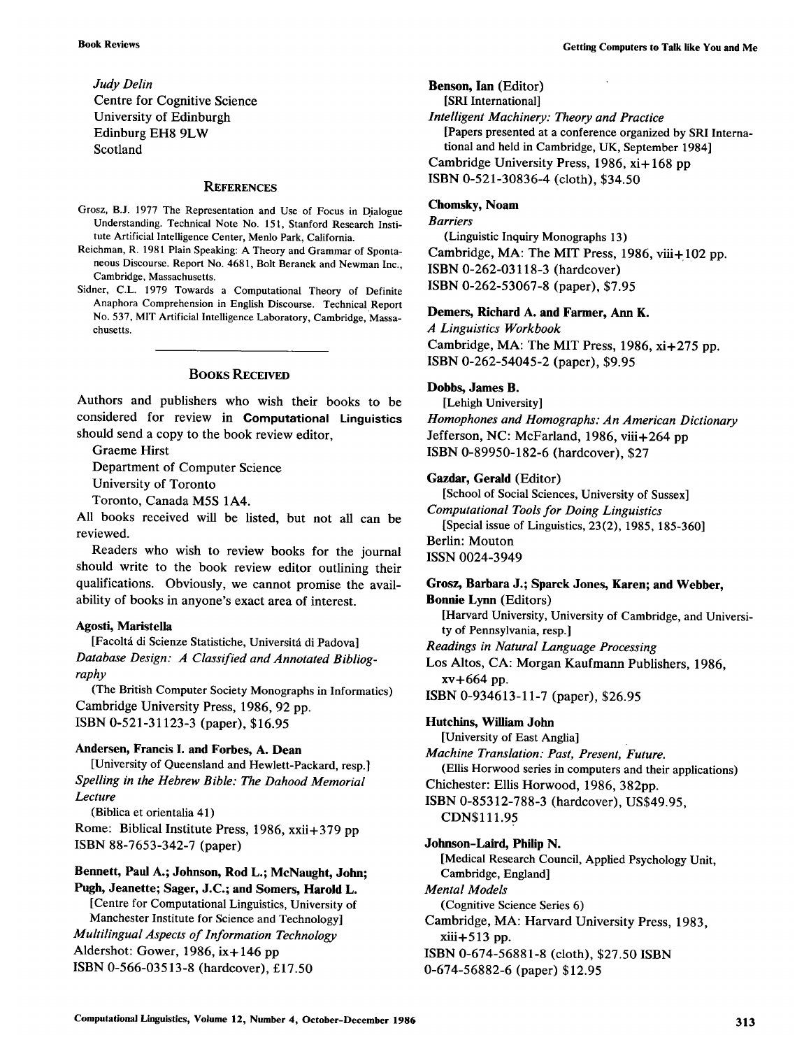Judy Delin
Centre for Cognitive Science
University of Edinburgh
Edinburg EH8 9LW
Scotland

## References

Grosz, B.J. 1977 The Representation and Use of Focus in Dialogue Understanding. Technical Note No. 151, Stanford Research Institute Artificial Intelligence Center, Menlo Park, California.

Reichman, R. 1981 Plain Speaking: A Theory and Grammar of Spontaneous Discourse. Report No. 4681, Bolt Beranek and Newman Inc., Cambridge, Massachusetts.

Sidner, C.L. 1979 Towards a Computational Theory of Definite Anaphora Comprehension in English Discourse. Technical Report No. 537, MIT Artificial Intelligence Laboratory, Cambridge, Massachusetts.

---

## Books Received

Authors and publishers who wish their books to be considered for review in **Computational Linguistics** should send a copy to the book review editor,

Graeme Hirst
Department of Computer Science
University of Toronto
Toronto, Canada M5S 1A4.

All books received will be listed, but not all can be reviewed.

Readers who wish to review books for the journal should write to the book review editor outlining their qualifications. Obviously, we cannot promise the availability of books in anyone's exact area of interest.

**Agosti, Maristella**
[Facoltá di Scienze Statistiche, Universitá di Padova]
*Database Design: A Classified and Annotated Bibliography*
(The British Computer Society Monographs in Informatics)
Cambridge University Press, 1986, 92 pp.
ISBN 0-521-31123-3 (paper), $16.95

**Andersen, Francis I. and Forbes, A. Dean**
[University of Queensland and Hewlett-Packard, resp.]
*Spelling in the Hebrew Bible: The Dahood Memorial Lecture*
(Biblica et orientalia 41)
Rome: Biblical Institute Press, 1986, xxii+379 pp
ISBN 88-7653-342-7 (paper)

**Bennett, Paul A.; Johnson, Rod L.; McNaught, John; Pugh, Jeanette; Sager, J.C.; and Somers, Harold L.**
[Centre for Computational Linguistics, University of Manchester Institute for Science and Technology]
*Multilingual Aspects of Information Technology*
Aldershot: Gower, 1986, ix+146 pp
ISBN 0-566-03513-8 (hardcover), £17.50

**Benson, Ian** (Editor)
[SRI International]
*Intelligent Machinery: Theory and Practice*
[Papers presented at a conference organized by SRI International and held in Cambridge, UK, September 1984]
Cambridge University Press, 1986, xi+168 pp
ISBN 0-521-30836-4 (cloth), $34.50

**Chomsky, Noam**
*Barriers*
(Linguistic Inquiry Monographs 13)
Cambridge, MA: The MIT Press, 1986, viii+102 pp.
ISBN 0-262-03118-3 (hardcover)
ISBN 0-262-53067-8 (paper), $7.95

**Demers, Richard A. and Farmer, Ann K.**
*A Linguistics Workbook*
Cambridge, MA: The MIT Press, 1986, xi+275 pp.
ISBN 0-262-54045-2 (paper), $9.95

**Dobbs, James B.**
[Lehigh University]
*Homophones and Homographs: An American Dictionary*
Jefferson, NC: McFarland, 1986, viii+264 pp
ISBN 0-89950-182-6 (hardcover), $27

**Gazdar, Gerald** (Editor)
[School of Social Sciences, University of Sussex]
*Computational Tools for Doing Linguistics*
[Special issue of Linguistics, 23(2), 1985, 185-360]
Berlin: Mouton
ISSN 0024-3949

**Grosz, Barbara J.; Sparck Jones, Karen; and Webber, Bonnie Lynn** (Editors)
[Harvard University, University of Cambridge, and University of Pennsylvania, resp.]
*Readings in Natural Language Processing*
Los Altos, CA: Morgan Kaufmann Publishers, 1986, xv+664 pp.
ISBN 0-934613-11-7 (paper), $26.95

**Hutchins, William John**
[University of East Anglia]
*Machine Translation: Past, Present, Future.*
(Ellis Horwood series in computers and their applications)
Chichester: Ellis Horwood, 1986, 382pp.
ISBN 0-85312-788-3 (hardcover), US$49.95, CDN$111.95

**Johnson-Laird, Philip N.**
[Medical Research Council, Applied Psychology Unit, Cambridge, England]
*Mental Models*
(Cognitive Science Series 6)
Cambridge, MA: Harvard University Press, 1983, xiii+513 pp.
ISBN 0-674-56881-8 (cloth), $27.50 ISBN 0-674-56882-6 (paper) $12.95